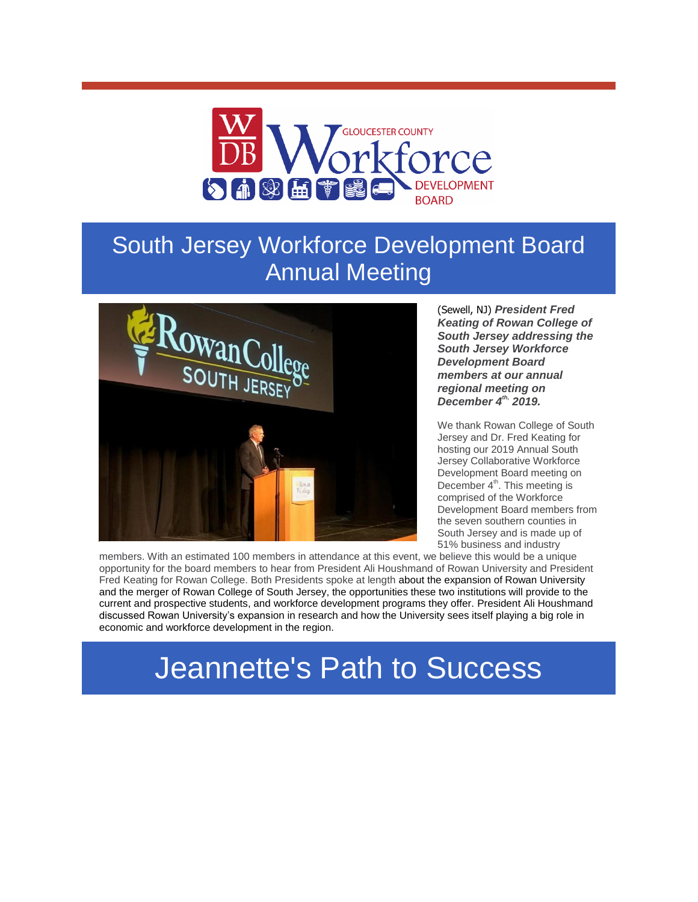GLOUCESTER COUNTY Workforce DEVELOPMENT BOARD

# South Jersey Workforce Development Board Annual Meeting

(Sewell, NJ) ***President Fred Keating of Rowan College of South Jersey addressing the South Jersey Workforce Development Board members at our annual regional meeting on December 4th, 2019.***

We thank Rowan College of South Jersey and Dr. Fred Keating for hosting our 2019 Annual South Jersey Collaborative Workforce Development Board meeting on December 4th. This meeting is comprised of the Workforce Development Board members from the seven southern counties in South Jersey and is made up of 51% business and industry members. With an estimated 100 members in attendance at this event, we believe this would be a unique opportunity for the board members to hear from President Ali Houshmand of Rowan University and President Fred Keating for Rowan College. Both Presidents spoke at length about the expansion of Rowan University and the merger of Rowan College of South Jersey, the opportunities these two institutions will provide to the current and prospective students, and workforce development programs they offer. President Ali Houshmand discussed Rowan University's expansion in research and how the University sees itself playing a big role in economic and workforce development in the region.

# Jeannette's Path to Success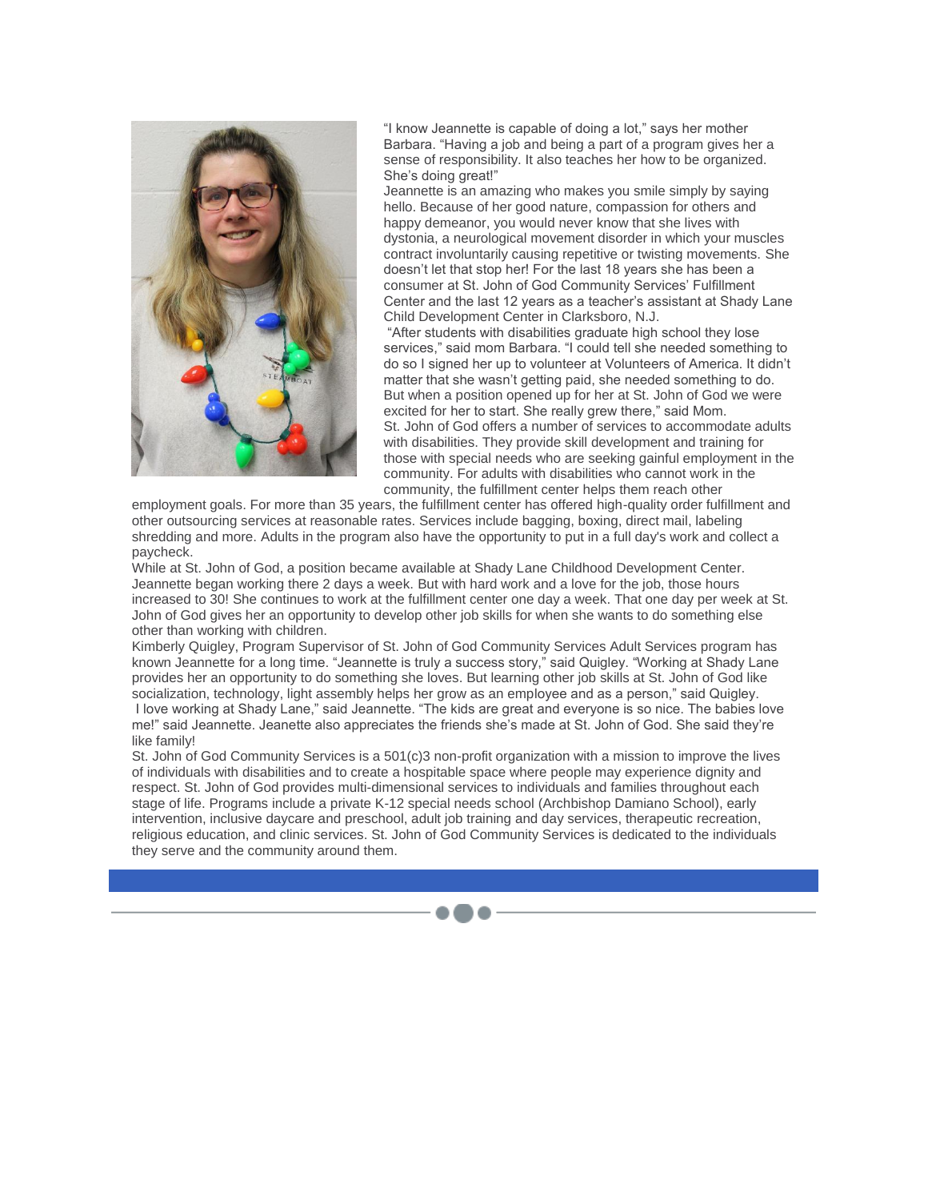"I know Jeannette is capable of doing a lot," says her mother Barbara. "Having a job and being a part of a program gives her a sense of responsibility. It also teaches her how to be organized. She's doing great!"

Jeannette is an amazing who makes you smile simply by saying hello. Because of her good nature, compassion for others and happy demeanor, you would never know that she lives with dystonia, a neurological movement disorder in which your muscles contract involuntarily causing repetitive or twisting movements. She doesn't let that stop her! For the last 18 years she has been a consumer at St. John of God Community Services' Fulfillment Center and the last 12 years as a teacher's assistant at Shady Lane Child Development Center in Clarksboro, N.J.

"After students with disabilities graduate high school they lose services," said mom Barbara. "I could tell she needed something to do so I signed her up to volunteer at Volunteers of America. It didn't matter that she wasn't getting paid, she needed something to do. But when a position opened up for her at St. John of God we were excited for her to start. She really grew there," said Mom.

St. John of God offers a number of services to accommodate adults with disabilities. They provide skill development and training for those with special needs who are seeking gainful employment in the community. For adults with disabilities who cannot work in the community, the fulfillment center helps them reach other employment goals. For more than 35 years, the fulfillment center has offered high-quality order fulfillment and other outsourcing services at reasonable rates. Services include bagging, boxing, direct mail, labeling shredding and more. Adults in the program also have the opportunity to put in a full day's work and collect a paycheck.

While at St. John of God, a position became available at Shady Lane Childhood Development Center. Jeannette began working there 2 days a week. But with hard work and a love for the job, those hours increased to 30! She continues to work at the fulfillment center one day a week. That one day per week at St. John of God gives her an opportunity to develop other job skills for when she wants to do something else other than working with children.

Kimberly Quigley, Program Supervisor of St. John of God Community Services Adult Services program has known Jeannette for a long time. "Jeannette is truly a success story," said Quigley. "Working at Shady Lane provides her an opportunity to do something she loves. But learning other job skills at St. John of God like socialization, technology, light assembly helps her grow as an employee and as a person," said Quigley.

I love working at Shady Lane," said Jeannette. "The kids are great and everyone is so nice. The babies love me!" said Jeannette. Jeanette also appreciates the friends she's made at St. John of God. She said they're like family!

St. John of God Community Services is a 501(c)3 non-profit organization with a mission to improve the lives of individuals with disabilities and to create a hospitable space where people may experience dignity and respect. St. John of God provides multi-dimensional services to individuals and families throughout each stage of life. Programs include a private K-12 special needs school (Archbishop Damiano School), early intervention, inclusive daycare and preschool, adult job training and day services, therapeutic recreation, religious education, and clinic services. St. John of God Community Services is dedicated to the individuals they serve and the community around them.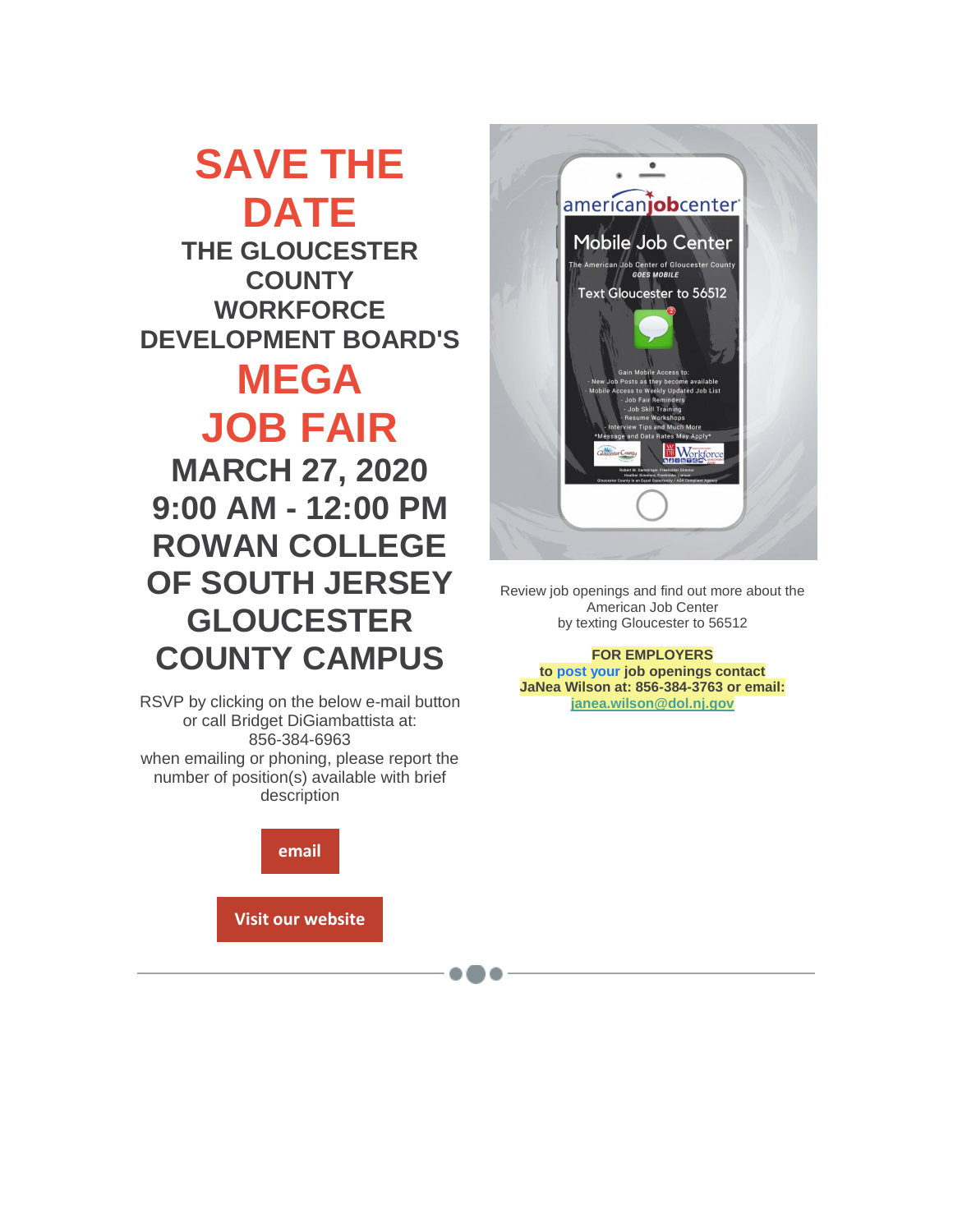# SAVE THE DATE

## THE GLOUCESTER COUNTY WORKFORCE DEVELOPMENT BOARD'S

# MEGA JOB FAIR

## MARCH 27, 2020
## 9:00 AM - 12:00 PM
## ROWAN COLLEGE OF SOUTH JERSEY GLOUCESTER COUNTY CAMPUS

RSVP by clicking on the below e-mail button or call Bridget DiGiambattista at: 856-384-6963
when emailing or phoning, please report the number of position(s) available with brief description

email

Visit our website

americanjobcenter

Mobile Job Center

The American Job Center of Gloucester County
*GOES MOBILE*

Text Gloucester to 56512

Gain Mobile Access to:
- New Job Posts as they become available
- Mobile Access to Weekly Updated Job List
- Job Fair Reminders
- Job Skill Training
- Resume Workshops
- Interview Tips and Much More
*Message and Data Rates May Apply*

Review job openings and find out more about the American Job Center by texting Gloucester to 56512

**FOR EMPLOYERS**
**to post your job openings contact JaNea Wilson at: 856-384-3763 or email: janea.wilson@dol.nj.gov**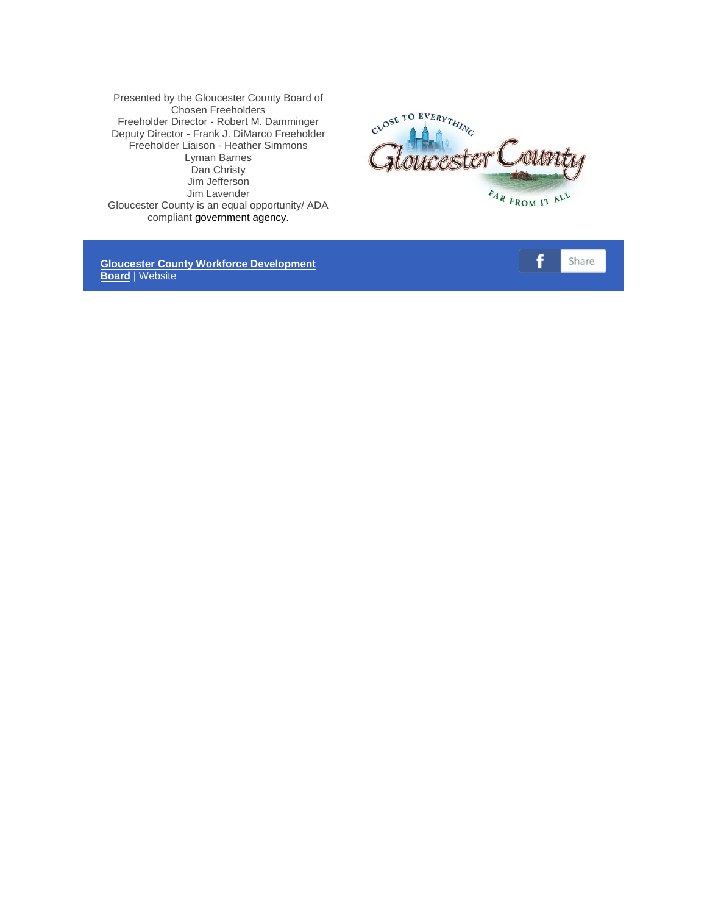Presented by the Gloucester County Board of Chosen Freeholders
Freeholder Director - Robert M. Damminger
Deputy Director - Frank J. DiMarco Freeholder
Freeholder Liaison - Heather Simmons
Lyman Barnes
Dan Christy
Jim Jefferson
Jim Lavender
Gloucester County is an equal opportunity/ ADA compliant government agency.

**Gloucester County Workforce Development Board** | Website

Share